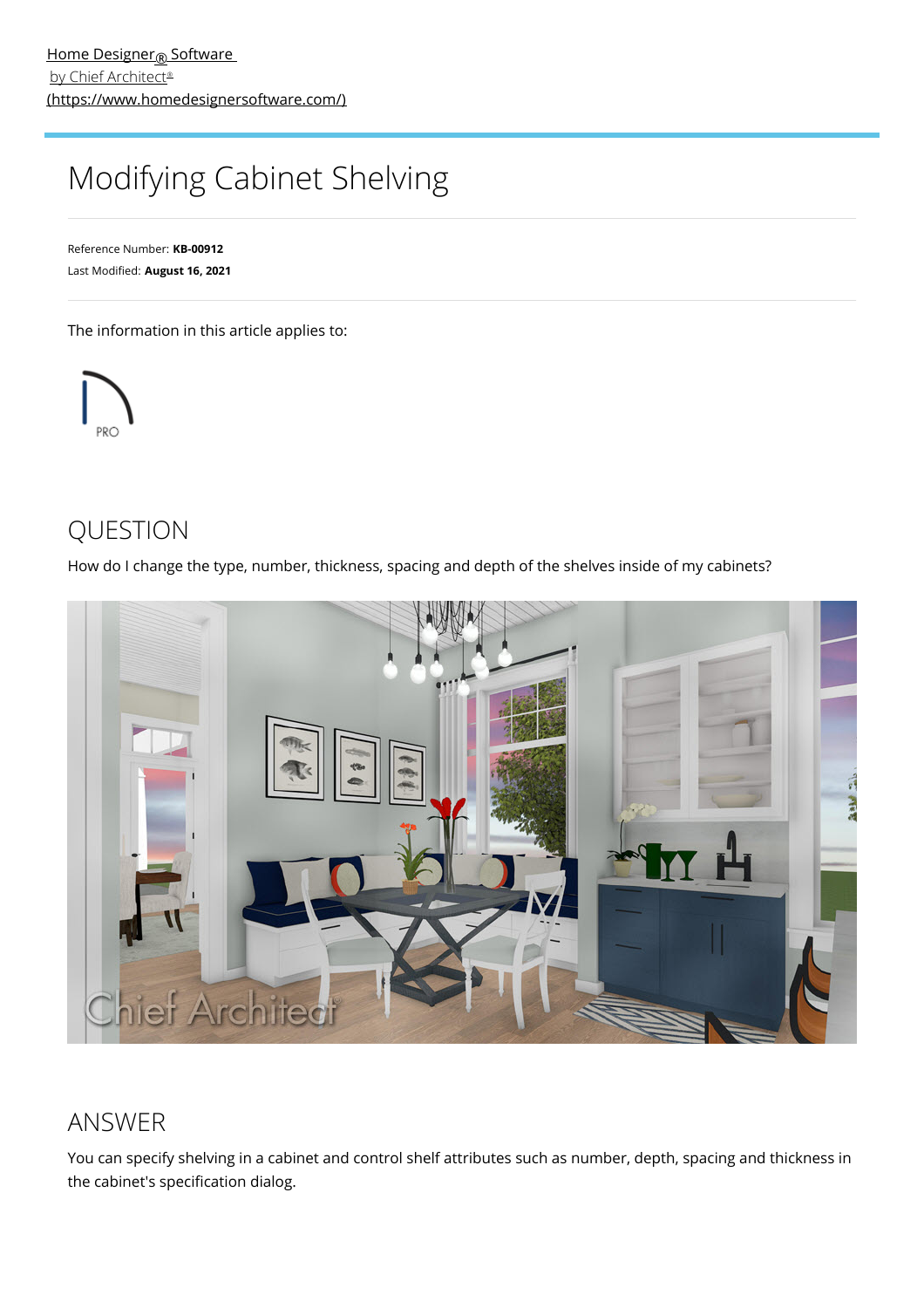Home Designer® Software
by Chief Architect®
(https://www.homedesignersoftware.com/)

# Modifying Cabinet Shelving

Reference Number: **KB-00912**
Last Modified: **August 16, 2021**

The information in this article applies to:

PRO

## QUESTION

How do I change the type, number, thickness, spacing and depth of the shelves inside of my cabinets?

## ANSWER

You can specify shelving in a cabinet and control shelf attributes such as number, depth, spacing and thickness in the cabinet's specification dialog.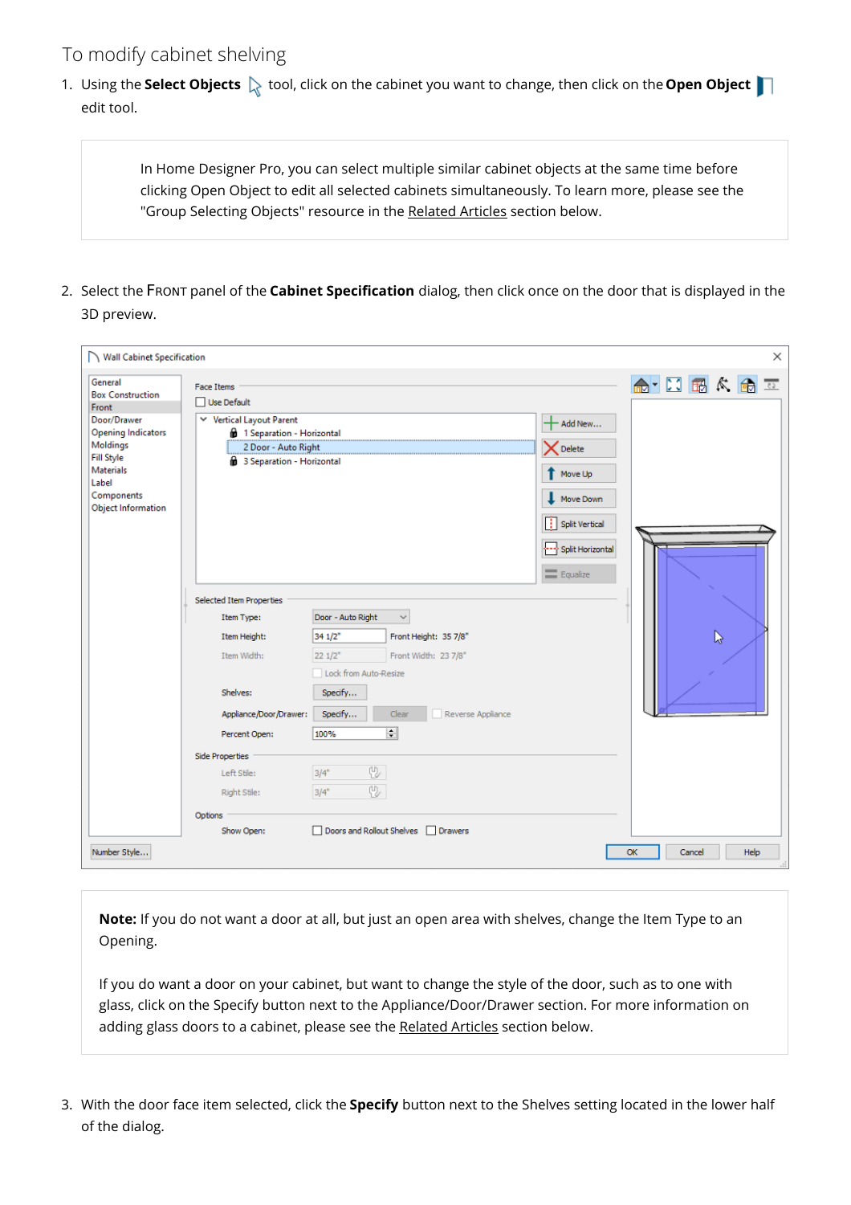## To modify cabinet shelving

1. Using the **Select Objects** tool, click on the cabinet you want to change, then click on the **Open Object** edit tool.

   > In Home Designer Pro, you can select multiple similar cabinet objects at the same time before clicking Open Object to edit all selected cabinets simultaneously. To learn more, please see the "Group Selecting Objects" resource in the Related Articles section below.

2. Select the FRONT panel of the **Cabinet Specification** dialog, then click once on the door that is displayed in the 3D preview.

   > **Note:** If you do not want a door at all, but just an open area with shelves, change the Item Type to an Opening.
   >
   > If you do want a door on your cabinet, but want to change the style of the door, such as to one with glass, click on the Specify button next to the Appliance/Door/Drawer section. For more information on adding glass doors to a cabinet, please see the Related Articles section below.

3. With the door face item selected, click the **Specify** button next to the Shelves setting located in the lower half of the dialog.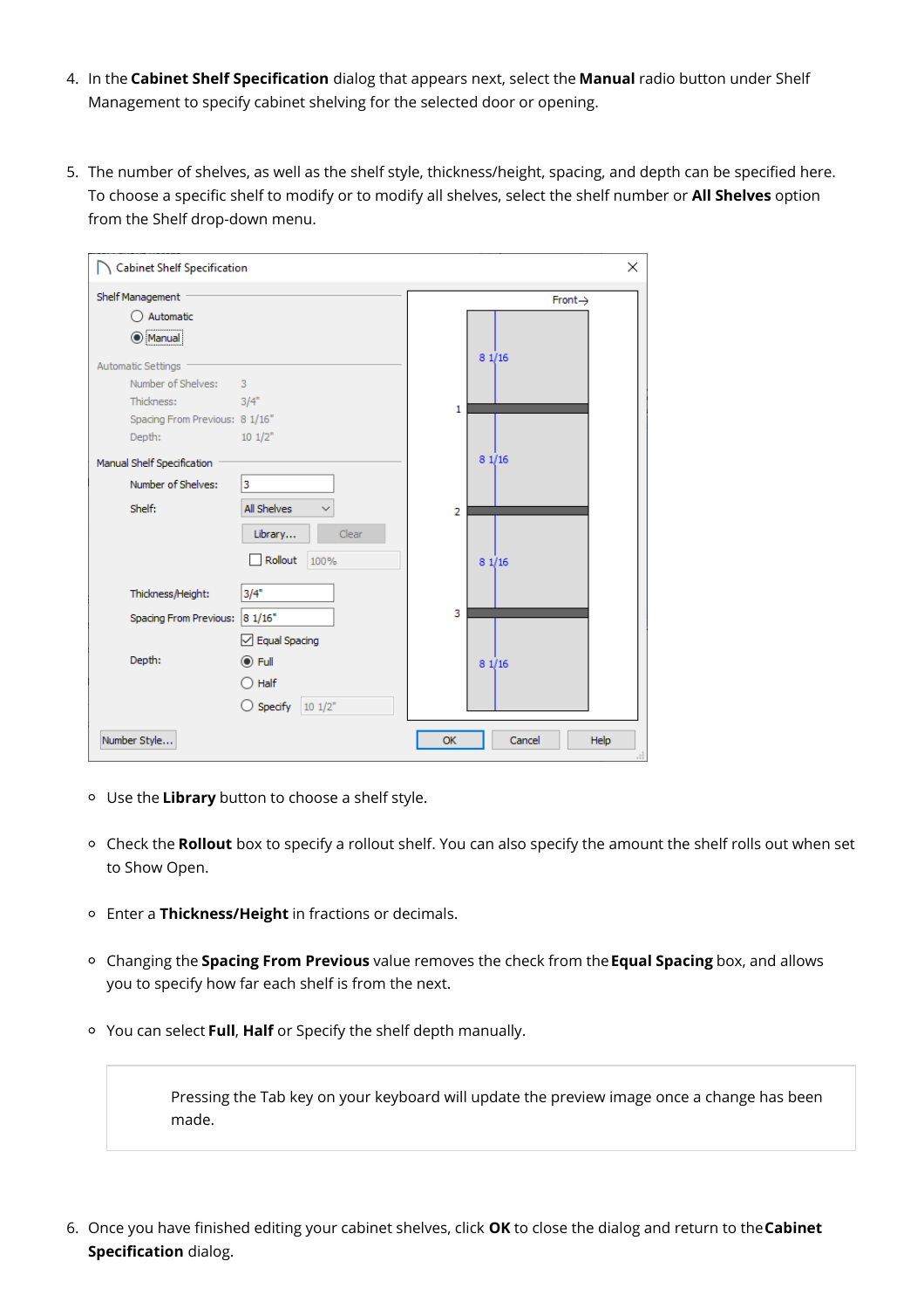4. In the **Cabinet Shelf Specification** dialog that appears next, select the **Manual** radio button under Shelf Management to specify cabinet shelving for the selected door or opening.

5. The number of shelves, as well as the shelf style, thickness/height, spacing, and depth can be specified here. To choose a specific shelf to modify or to modify all shelves, select the shelf number or **All Shelves** option from the Shelf drop-down menu.

   - Use the **Library** button to choose a shelf style.
   - Check the **Rollout** box to specify a rollout shelf. You can also specify the amount the shelf rolls out when set to Show Open.
   - Enter a **Thickness/Height** in fractions or decimals.
   - Changing the **Spacing From Previous** value removes the check from the **Equal Spacing** box, and allows you to specify how far each shelf is from the next.
   - You can select **Full**, **Half** or Specify the shelf depth manually.

   > Pressing the Tab key on your keyboard will update the preview image once a change has been made.

6. Once you have finished editing your cabinet shelves, click **OK** to close the dialog and return to the **Cabinet Specification** dialog.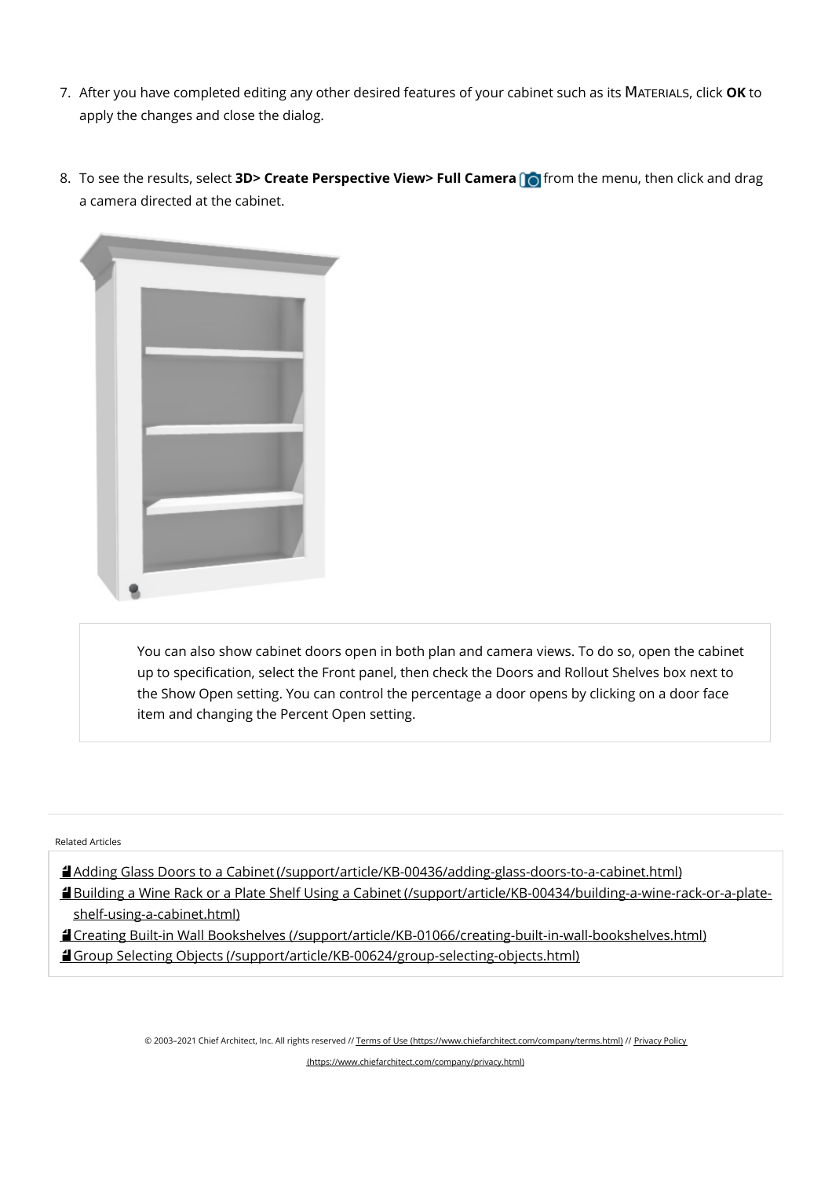7. After you have completed editing any other desired features of your cabinet such as its MATERIALS, click **OK** to apply the changes and close the dialog.

8. To see the results, select **3D> Create Perspective View> Full Camera** from the menu, then click and drag a camera directed at the cabinet.

> You can also show cabinet doors open in both plan and camera views. To do so, open the cabinet up to specification, select the Front panel, then check the Doors and Rollout Shelves box next to the Show Open setting. You can control the percentage a door opens by clicking on a door face item and changing the Percent Open setting.

Related Articles

- Adding Glass Doors to a Cabinet (/support/article/KB-00436/adding-glass-doors-to-a-cabinet.html)
- Building a Wine Rack or a Plate Shelf Using a Cabinet (/support/article/KB-00434/building-a-wine-rack-or-a-plate-shelf-using-a-cabinet.html)
- Creating Built-in Wall Bookshelves (/support/article/KB-01066/creating-built-in-wall-bookshelves.html)
- Group Selecting Objects (/support/article/KB-00624/group-selecting-objects.html)

© 2003–2021 Chief Architect, Inc. All rights reserved // Terms of Use (https://www.chiefarchitect.com/company/terms.html) // Privacy Policy (https://www.chiefarchitect.com/company/privacy.html)